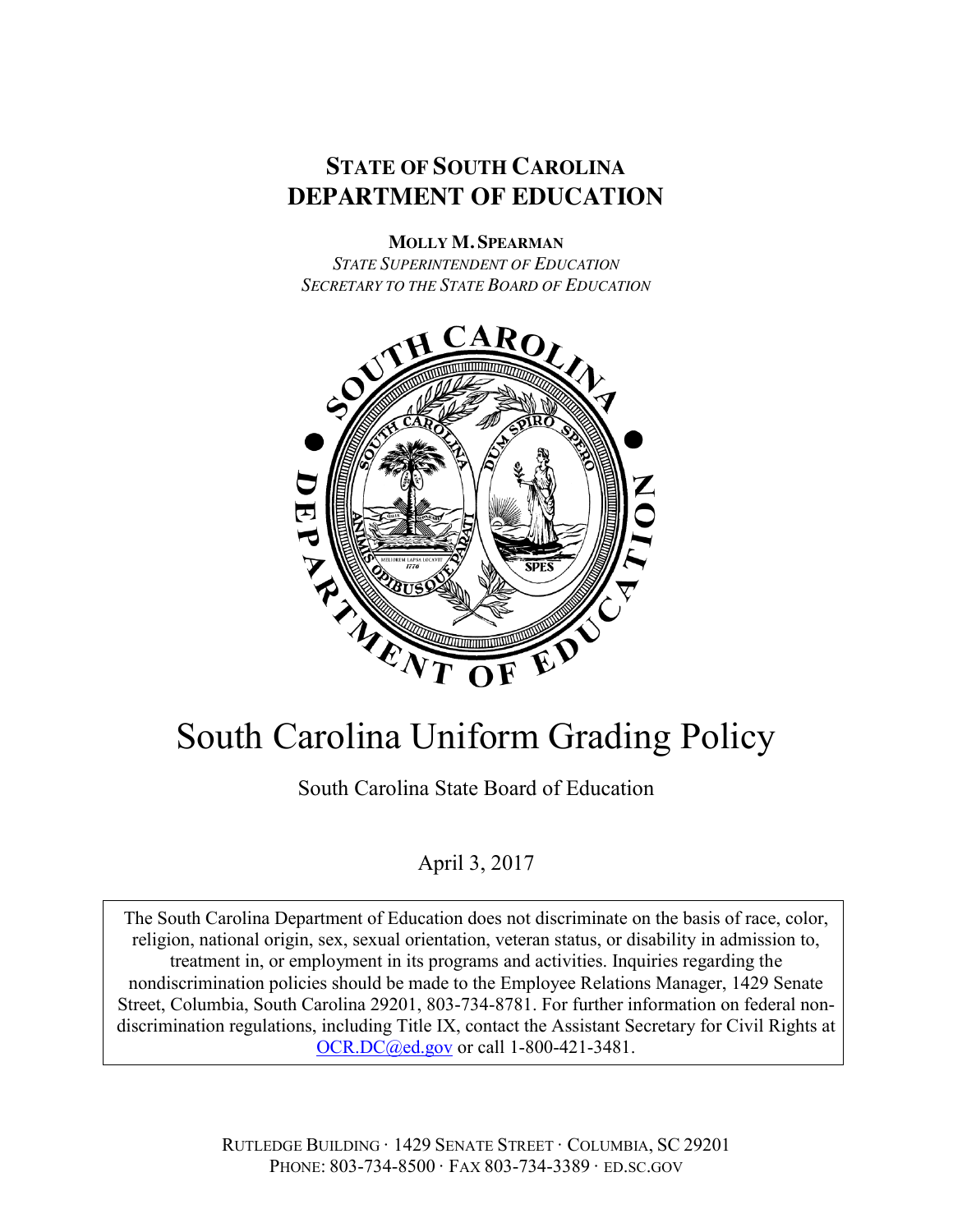**STATE OF SOUTH CAROLINA**
**DEPARTMENT OF EDUCATION**

**MOLLY M. SPEARMAN**
*STATE SUPERINTENDENT OF EDUCATION*
*SECRETARY TO THE STATE BOARD OF EDUCATION*

# South Carolina Uniform Grading Policy

South Carolina State Board of Education

April 3, 2017

The South Carolina Department of Education does not discriminate on the basis of race, color, religion, national origin, sex, sexual orientation, veteran status, or disability in admission to, treatment in, or employment in its programs and activities. Inquiries regarding the nondiscrimination policies should be made to the Employee Relations Manager, 1429 Senate Street, Columbia, South Carolina 29201, 803-734-8781. For further information on federal non-discrimination regulations, including Title IX, contact the Assistant Secretary for Civil Rights at OCR.DC@ed.gov or call 1-800-421-3481.

RUTLEDGE BUILDING · 1429 SENATE STREET · COLUMBIA, SC 29201
PHONE: 803-734-8500 · FAX 803-734-3389 · ED.SC.GOV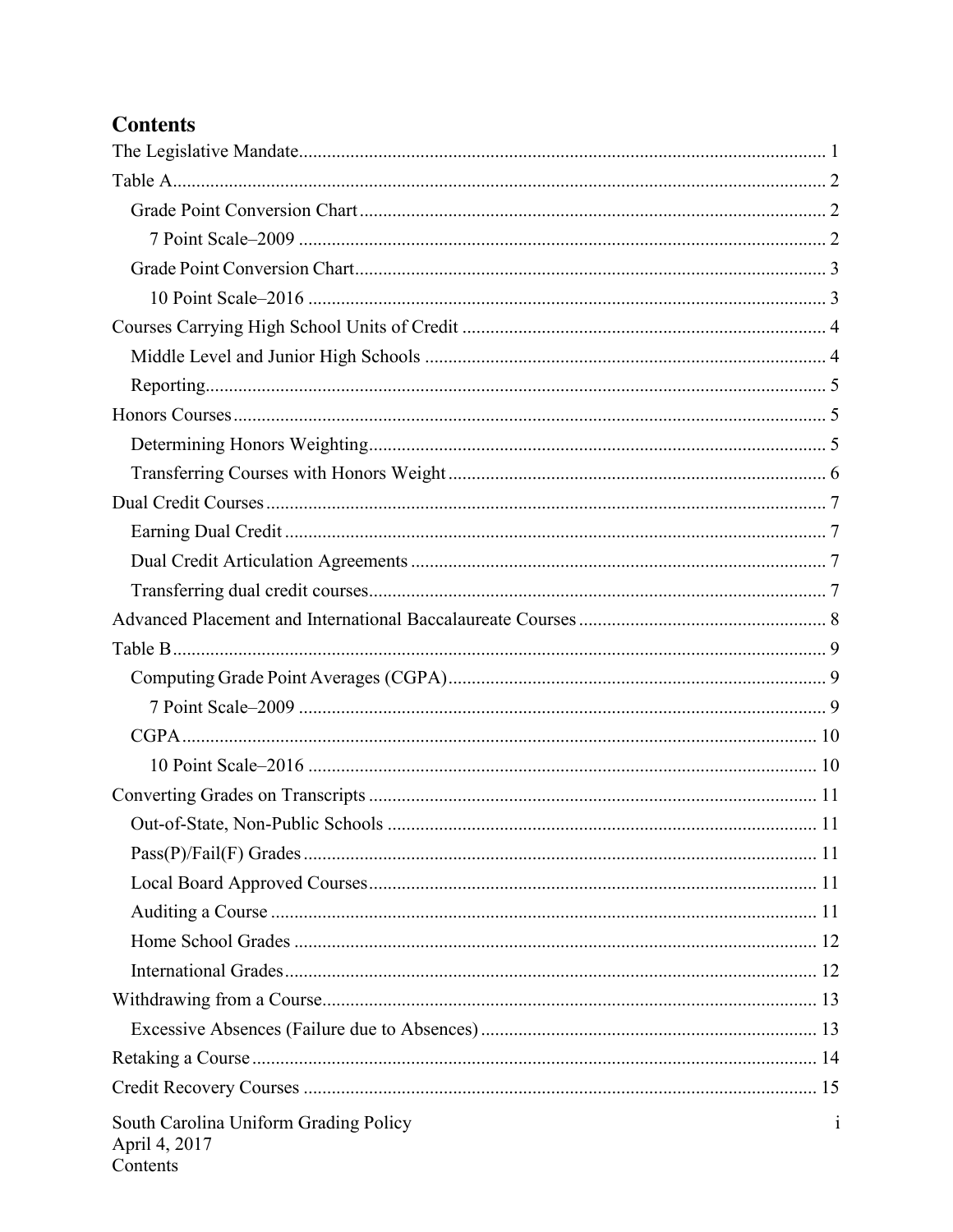# Contents

The Legislative Mandate ..... 1

Table A ..... 2

- Grade Point Conversion Chart ..... 2
  - 7 Point Scale–2009 ..... 2
- Grade Point Conversion Chart ..... 3
  - 10 Point Scale–2016 ..... 3

Courses Carrying High School Units of Credit ..... 4

- Middle Level and Junior High Schools ..... 4
- Reporting ..... 5

Honors Courses ..... 5

- Determining Honors Weighting ..... 5
- Transferring Courses with Honors Weight ..... 6

Dual Credit Courses ..... 7

- Earning Dual Credit ..... 7
- Dual Credit Articulation Agreements ..... 7
- Transferring dual credit courses ..... 7

Advanced Placement and International Baccalaureate Courses ..... 8

Table B ..... 9

- Computing Grade Point Averages (CGPA) ..... 9
  - 7 Point Scale–2009 ..... 9
- CGPA ..... 10
  - 10 Point Scale–2016 ..... 10

Converting Grades on Transcripts ..... 11

- Out-of-State, Non-Public Schools ..... 11
- Pass(P)/Fail(F) Grades ..... 11
- Local Board Approved Courses ..... 11
- Auditing a Course ..... 11
- Home School Grades ..... 12
- International Grades ..... 12

Withdrawing from a Course ..... 13

- Excessive Absences (Failure due to Absences) ..... 13

Retaking a Course ..... 14

Credit Recovery Courses ..... 15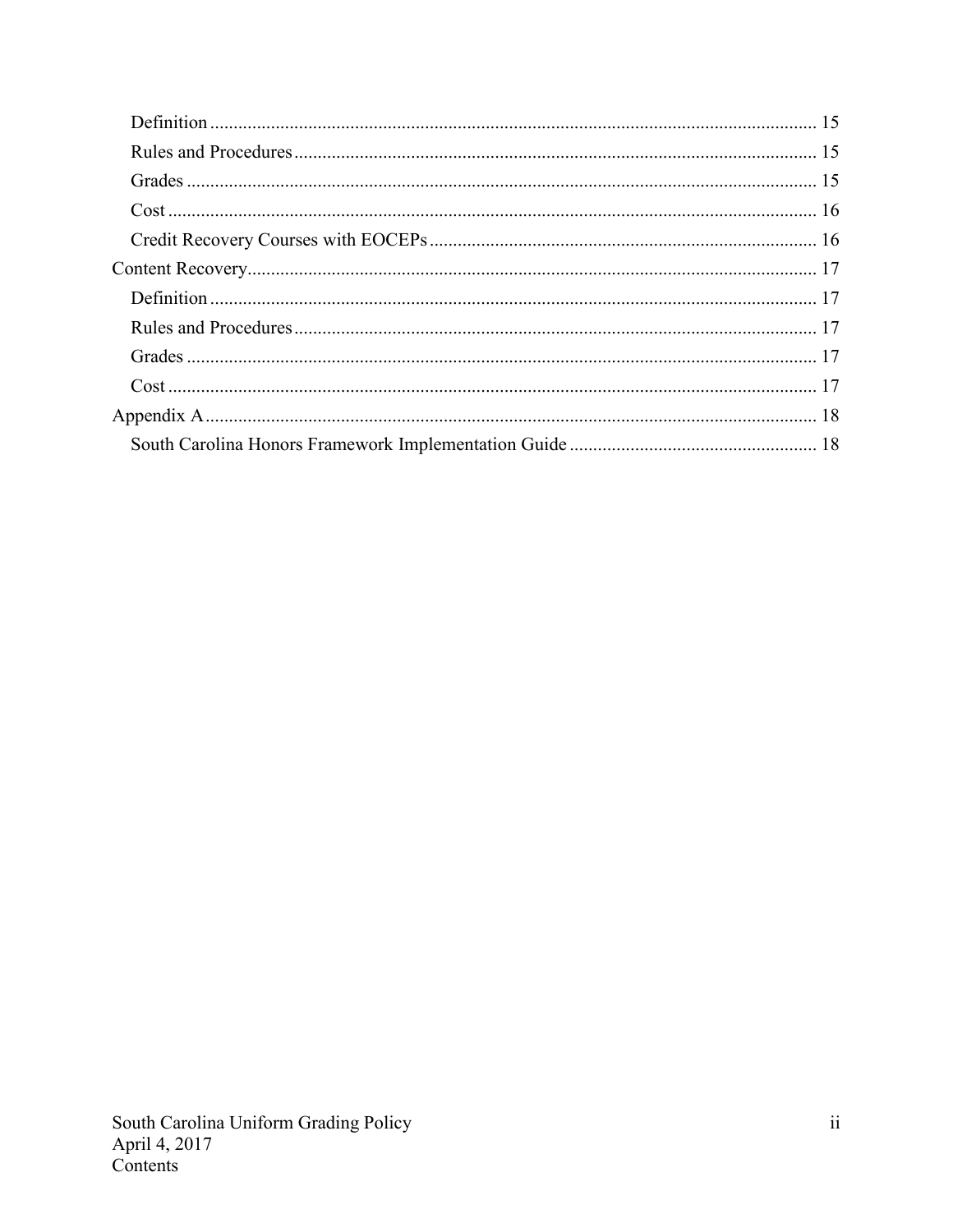- Definition ... 15
- Rules and Procedures ... 15
- Grades ... 15
- Cost ... 16
- Credit Recovery Courses with EOCEPs ... 16

Content Recovery ... 17

- Definition ... 17
- Rules and Procedures ... 17
- Grades ... 17
- Cost ... 17

Appendix A ... 18

- South Carolina Honors Framework Implementation Guide ... 18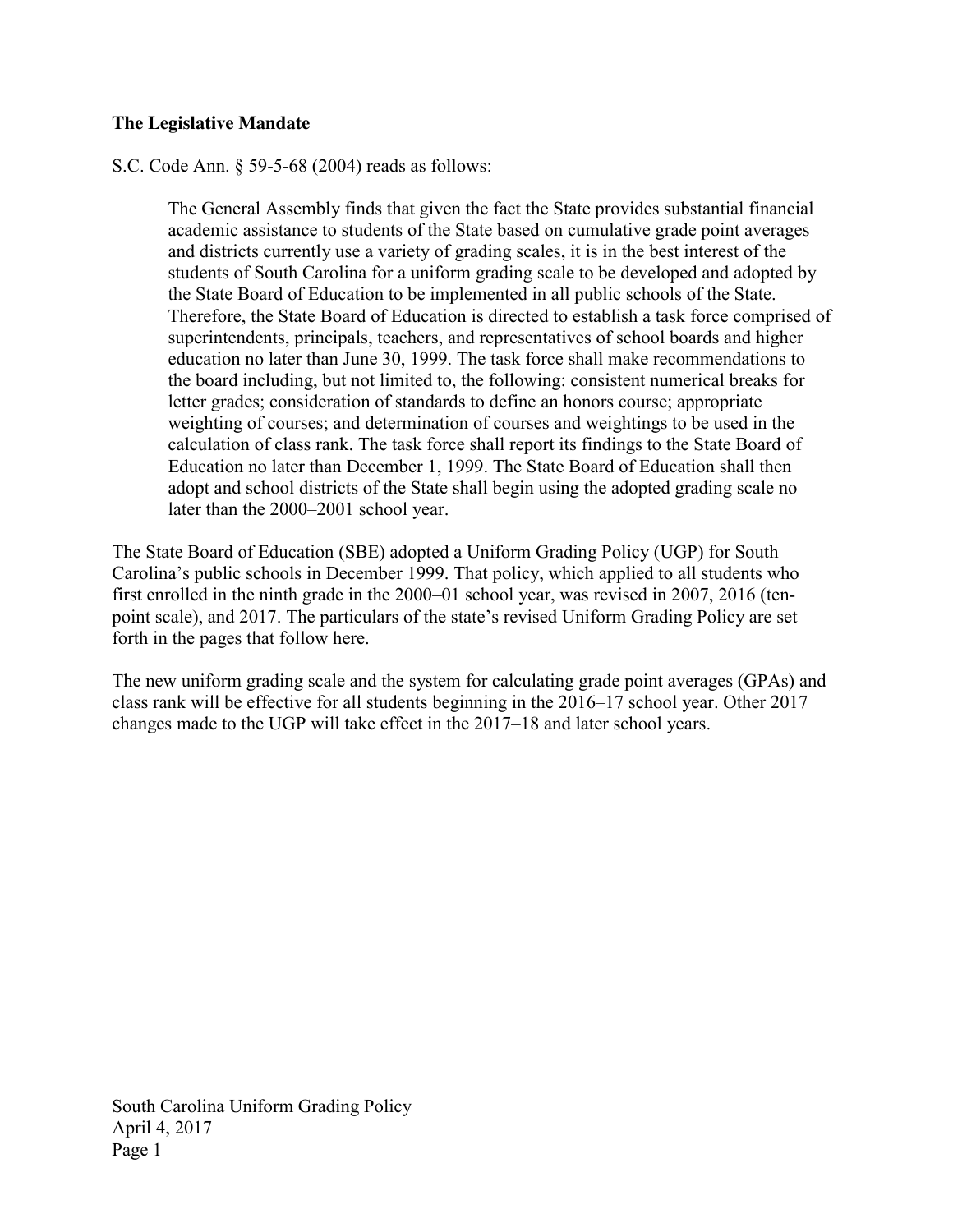**The Legislative Mandate**

S.C. Code Ann. § 59-5-68 (2004) reads as follows:

> The General Assembly finds that given the fact the State provides substantial financial academic assistance to students of the State based on cumulative grade point averages and districts currently use a variety of grading scales, it is in the best interest of the students of South Carolina for a uniform grading scale to be developed and adopted by the State Board of Education to be implemented in all public schools of the State. Therefore, the State Board of Education is directed to establish a task force comprised of superintendents, principals, teachers, and representatives of school boards and higher education no later than June 30, 1999. The task force shall make recommendations to the board including, but not limited to, the following: consistent numerical breaks for letter grades; consideration of standards to define an honors course; appropriate weighting of courses; and determination of courses and weightings to be used in the calculation of class rank. The task force shall report its findings to the State Board of Education no later than December 1, 1999. The State Board of Education shall then adopt and school districts of the State shall begin using the adopted grading scale no later than the 2000–2001 school year.

The State Board of Education (SBE) adopted a Uniform Grading Policy (UGP) for South Carolina's public schools in December 1999. That policy, which applied to all students who first enrolled in the ninth grade in the 2000–01 school year, was revised in 2007, 2016 (ten-point scale), and 2017. The particulars of the state's revised Uniform Grading Policy are set forth in the pages that follow here.

The new uniform grading scale and the system for calculating grade point averages (GPAs) and class rank will be effective for all students beginning in the 2016–17 school year. Other 2017 changes made to the UGP will take effect in the 2017–18 and later school years.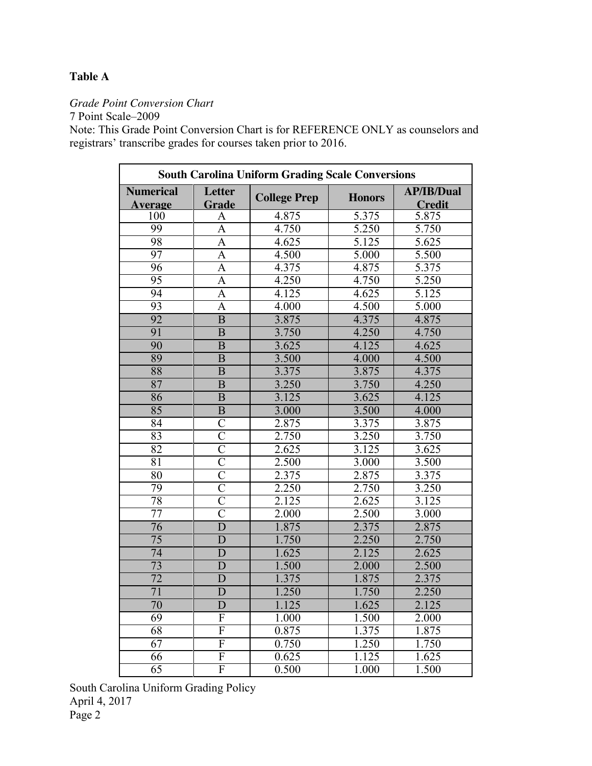**Table A**

*Grade Point Conversion Chart*
7 Point Scale–2009
Note: This Grade Point Conversion Chart is for REFERENCE ONLY as counselors and registrars' transcribe grades for courses taken prior to 2016.

| South Carolina Uniform Grading Scale Conversions | | | | |
|---|---|---|---|---|
| **Numerical Average** | **Letter Grade** | **College Prep** | **Honors** | **AP/IB/Dual Credit** |
| 100 | A | 4.875 | 5.375 | 5.875 |
| 99 | A | 4.750 | 5.250 | 5.750 |
| 98 | A | 4.625 | 5.125 | 5.625 |
| 97 | A | 4.500 | 5.000 | 5.500 |
| 96 | A | 4.375 | 4.875 | 5.375 |
| 95 | A | 4.250 | 4.750 | 5.250 |
| 94 | A | 4.125 | 4.625 | 5.125 |
| 93 | A | 4.000 | 4.500 | 5.000 |
| 92 | B | 3.875 | 4.375 | 4.875 |
| 91 | B | 3.750 | 4.250 | 4.750 |
| 90 | B | 3.625 | 4.125 | 4.625 |
| 89 | B | 3.500 | 4.000 | 4.500 |
| 88 | B | 3.375 | 3.875 | 4.375 |
| 87 | B | 3.250 | 3.750 | 4.250 |
| 86 | B | 3.125 | 3.625 | 4.125 |
| 85 | B | 3.000 | 3.500 | 4.000 |
| 84 | C | 2.875 | 3.375 | 3.875 |
| 83 | C | 2.750 | 3.250 | 3.750 |
| 82 | C | 2.625 | 3.125 | 3.625 |
| 81 | C | 2.500 | 3.000 | 3.500 |
| 80 | C | 2.375 | 2.875 | 3.375 |
| 79 | C | 2.250 | 2.750 | 3.250 |
| 78 | C | 2.125 | 2.625 | 3.125 |
| 77 | C | 2.000 | 2.500 | 3.000 |
| 76 | D | 1.875 | 2.375 | 2.875 |
| 75 | D | 1.750 | 2.250 | 2.750 |
| 74 | D | 1.625 | 2.125 | 2.625 |
| 73 | D | 1.500 | 2.000 | 2.500 |
| 72 | D | 1.375 | 1.875 | 2.375 |
| 71 | D | 1.250 | 1.750 | 2.250 |
| 70 | D | 1.125 | 1.625 | 2.125 |
| 69 | F | 1.000 | 1.500 | 2.000 |
| 68 | F | 0.875 | 1.375 | 1.875 |
| 67 | F | 0.750 | 1.250 | 1.750 |
| 66 | F | 0.625 | 1.125 | 1.625 |
| 65 | F | 0.500 | 1.000 | 1.500 |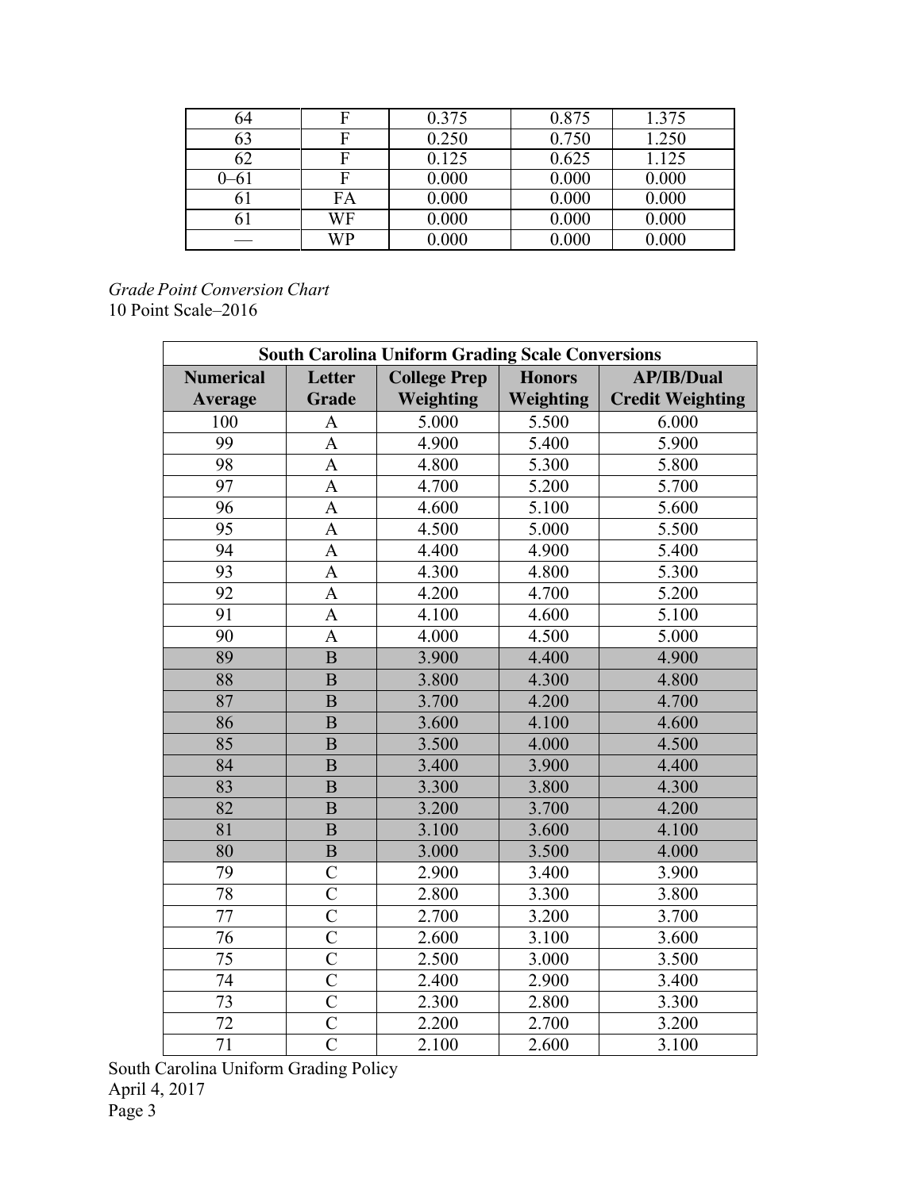| 64 | F | 0.375 | 0.875 | 1.375 |
|---|---|---|---|---|
| 63 | F | 0.250 | 0.750 | 1.250 |
| 62 | F | 0.125 | 0.625 | 1.125 |
| 0–61 | F | 0.000 | 0.000 | 0.000 |
| 61 | FA | 0.000 | 0.000 | 0.000 |
| 61 | WF | 0.000 | 0.000 | 0.000 |
| — | WP | 0.000 | 0.000 | 0.000 |

*Grade Point Conversion Chart*
10 Point Scale–2016

| **South Carolina Uniform Grading Scale Conversions** | | | | |
|---|---|---|---|---|
| **Numerical Average** | **Letter Grade** | **College Prep Weighting** | **Honors Weighting** | **AP/IB/Dual Credit Weighting** |
| 100 | A | 5.000 | 5.500 | 6.000 |
| 99 | A | 4.900 | 5.400 | 5.900 |
| 98 | A | 4.800 | 5.300 | 5.800 |
| 97 | A | 4.700 | 5.200 | 5.700 |
| 96 | A | 4.600 | 5.100 | 5.600 |
| 95 | A | 4.500 | 5.000 | 5.500 |
| 94 | A | 4.400 | 4.900 | 5.400 |
| 93 | A | 4.300 | 4.800 | 5.300 |
| 92 | A | 4.200 | 4.700 | 5.200 |
| 91 | A | 4.100 | 4.600 | 5.100 |
| 90 | A | 4.000 | 4.500 | 5.000 |
| 89 | B | 3.900 | 4.400 | 4.900 |
| 88 | B | 3.800 | 4.300 | 4.800 |
| 87 | B | 3.700 | 4.200 | 4.700 |
| 86 | B | 3.600 | 4.100 | 4.600 |
| 85 | B | 3.500 | 4.000 | 4.500 |
| 84 | B | 3.400 | 3.900 | 4.400 |
| 83 | B | 3.300 | 3.800 | 4.300 |
| 82 | B | 3.200 | 3.700 | 4.200 |
| 81 | B | 3.100 | 3.600 | 4.100 |
| 80 | B | 3.000 | 3.500 | 4.000 |
| 79 | C | 2.900 | 3.400 | 3.900 |
| 78 | C | 2.800 | 3.300 | 3.800 |
| 77 | C | 2.700 | 3.200 | 3.700 |
| 76 | C | 2.600 | 3.100 | 3.600 |
| 75 | C | 2.500 | 3.000 | 3.500 |
| 74 | C | 2.400 | 2.900 | 3.400 |
| 73 | C | 2.300 | 2.800 | 3.300 |
| 72 | C | 2.200 | 2.700 | 3.200 |
| 71 | C | 2.100 | 2.600 | 3.100 |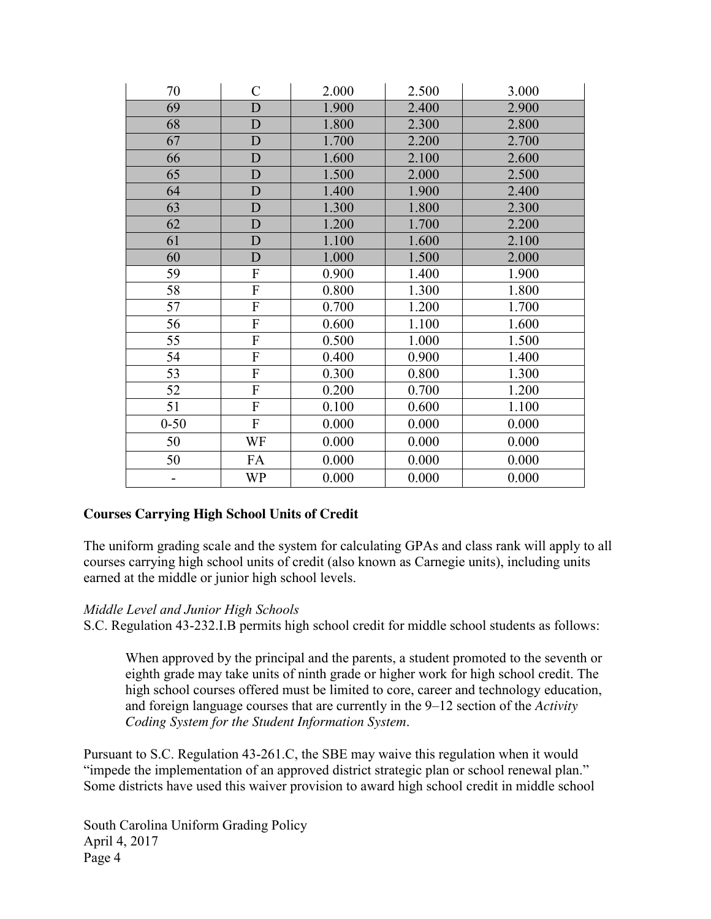| 70 | C | 2.000 | 2.500 | 3.000 |
|---|---|---|---|---|
| 69 | D | 1.900 | 2.400 | 2.900 |
| 68 | D | 1.800 | 2.300 | 2.800 |
| 67 | D | 1.700 | 2.200 | 2.700 |
| 66 | D | 1.600 | 2.100 | 2.600 |
| 65 | D | 1.500 | 2.000 | 2.500 |
| 64 | D | 1.400 | 1.900 | 2.400 |
| 63 | D | 1.300 | 1.800 | 2.300 |
| 62 | D | 1.200 | 1.700 | 2.200 |
| 61 | D | 1.100 | 1.600 | 2.100 |
| 60 | D | 1.000 | 1.500 | 2.000 |
| 59 | F | 0.900 | 1.400 | 1.900 |
| 58 | F | 0.800 | 1.300 | 1.800 |
| 57 | F | 0.700 | 1.200 | 1.700 |
| 56 | F | 0.600 | 1.100 | 1.600 |
| 55 | F | 0.500 | 1.000 | 1.500 |
| 54 | F | 0.400 | 0.900 | 1.400 |
| 53 | F | 0.300 | 0.800 | 1.300 |
| 52 | F | 0.200 | 0.700 | 1.200 |
| 51 | F | 0.100 | 0.600 | 1.100 |
| 0-50 | F | 0.000 | 0.000 | 0.000 |
| 50 | WF | 0.000 | 0.000 | 0.000 |
| 50 | FA | 0.000 | 0.000 | 0.000 |
| - | WP | 0.000 | 0.000 | 0.000 |

**Courses Carrying High School Units of Credit**

The uniform grading scale and the system for calculating GPAs and class rank will apply to all courses carrying high school units of credit (also known as Carnegie units), including units earned at the middle or junior high school levels.

*Middle Level and Junior High Schools*

S.C. Regulation 43-232.I.B permits high school credit for middle school students as follows:

> When approved by the principal and the parents, a student promoted to the seventh or eighth grade may take units of ninth grade or higher work for high school credit. The high school courses offered must be limited to core, career and technology education, and foreign language courses that are currently in the 9–12 section of the *Activity Coding System for the Student Information System*.

Pursuant to S.C. Regulation 43-261.C, the SBE may waive this regulation when it would "impede the implementation of an approved district strategic plan or school renewal plan." Some districts have used this waiver provision to award high school credit in middle school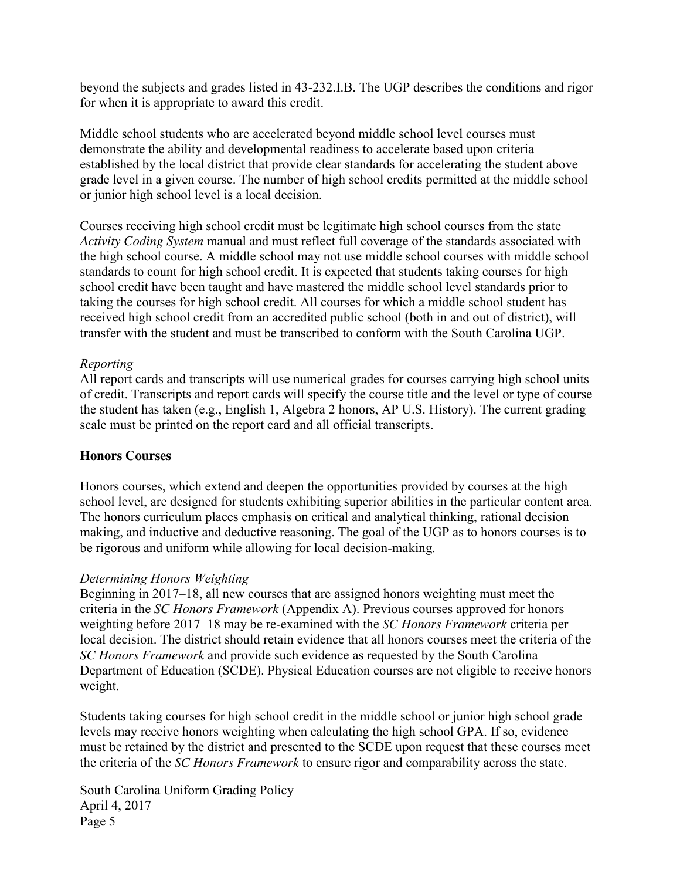beyond the subjects and grades listed in 43-232.I.B. The UGP describes the conditions and rigor for when it is appropriate to award this credit.

Middle school students who are accelerated beyond middle school level courses must demonstrate the ability and developmental readiness to accelerate based upon criteria established by the local district that provide clear standards for accelerating the student above grade level in a given course. The number of high school credits permitted at the middle school or junior high school level is a local decision.

Courses receiving high school credit must be legitimate high school courses from the state *Activity Coding System* manual and must reflect full coverage of the standards associated with the high school course. A middle school may not use middle school courses with middle school standards to count for high school credit. It is expected that students taking courses for high school credit have been taught and have mastered the middle school level standards prior to taking the courses for high school credit. All courses for which a middle school student has received high school credit from an accredited public school (both in and out of district), will transfer with the student and must be transcribed to conform with the South Carolina UGP.

*Reporting*

All report cards and transcripts will use numerical grades for courses carrying high school units of credit. Transcripts and report cards will specify the course title and the level or type of course the student has taken (e.g., English 1, Algebra 2 honors, AP U.S. History). The current grading scale must be printed on the report card and all official transcripts.

## Honors Courses

Honors courses, which extend and deepen the opportunities provided by courses at the high school level, are designed for students exhibiting superior abilities in the particular content area. The honors curriculum places emphasis on critical and analytical thinking, rational decision making, and inductive and deductive reasoning. The goal of the UGP as to honors courses is to be rigorous and uniform while allowing for local decision-making.

*Determining Honors Weighting*

Beginning in 2017–18, all new courses that are assigned honors weighting must meet the criteria in the *SC Honors Framework* (Appendix A). Previous courses approved for honors weighting before 2017–18 may be re-examined with the *SC Honors Framework* criteria per local decision. The district should retain evidence that all honors courses meet the criteria of the *SC Honors Framework* and provide such evidence as requested by the South Carolina Department of Education (SCDE). Physical Education courses are not eligible to receive honors weight.

Students taking courses for high school credit in the middle school or junior high school grade levels may receive honors weighting when calculating the high school GPA. If so, evidence must be retained by the district and presented to the SCDE upon request that these courses meet the criteria of the *SC Honors Framework* to ensure rigor and comparability across the state.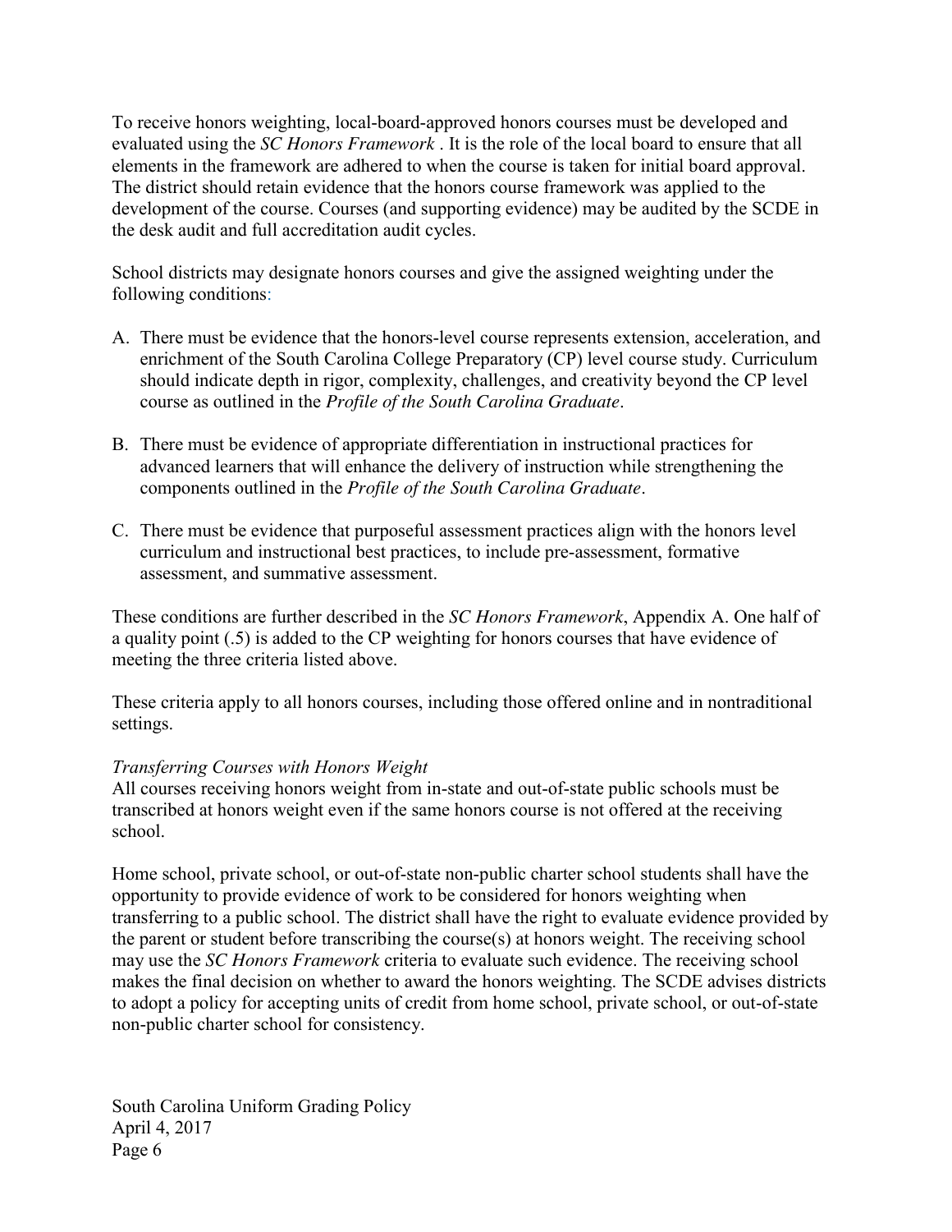To receive honors weighting, local-board-approved honors courses must be developed and evaluated using the *SC Honors Framework* . It is the role of the local board to ensure that all elements in the framework are adhered to when the course is taken for initial board approval. The district should retain evidence that the honors course framework was applied to the development of the course. Courses (and supporting evidence) may be audited by the SCDE in the desk audit and full accreditation audit cycles.

School districts may designate honors courses and give the assigned weighting under the following conditions:

A. There must be evidence that the honors-level course represents extension, acceleration, and enrichment of the South Carolina College Preparatory (CP) level course study. Curriculum should indicate depth in rigor, complexity, challenges, and creativity beyond the CP level course as outlined in the *Profile of the South Carolina Graduate*.

B. There must be evidence of appropriate differentiation in instructional practices for advanced learners that will enhance the delivery of instruction while strengthening the components outlined in the *Profile of the South Carolina Graduate*.

C. There must be evidence that purposeful assessment practices align with the honors level curriculum and instructional best practices, to include pre-assessment, formative assessment, and summative assessment.

These conditions are further described in the *SC Honors Framework*, Appendix A. One half of a quality point (.5) is added to the CP weighting for honors courses that have evidence of meeting the three criteria listed above.

These criteria apply to all honors courses, including those offered online and in nontraditional settings.

*Transferring Courses with Honors Weight*

All courses receiving honors weight from in-state and out-of-state public schools must be transcribed at honors weight even if the same honors course is not offered at the receiving school.

Home school, private school, or out-of-state non-public charter school students shall have the opportunity to provide evidence of work to be considered for honors weighting when transferring to a public school. The district shall have the right to evaluate evidence provided by the parent or student before transcribing the course(s) at honors weight. The receiving school may use the *SC Honors Framework* criteria to evaluate such evidence. The receiving school makes the final decision on whether to award the honors weighting. The SCDE advises districts to adopt a policy for accepting units of credit from home school, private school, or out-of-state non-public charter school for consistency.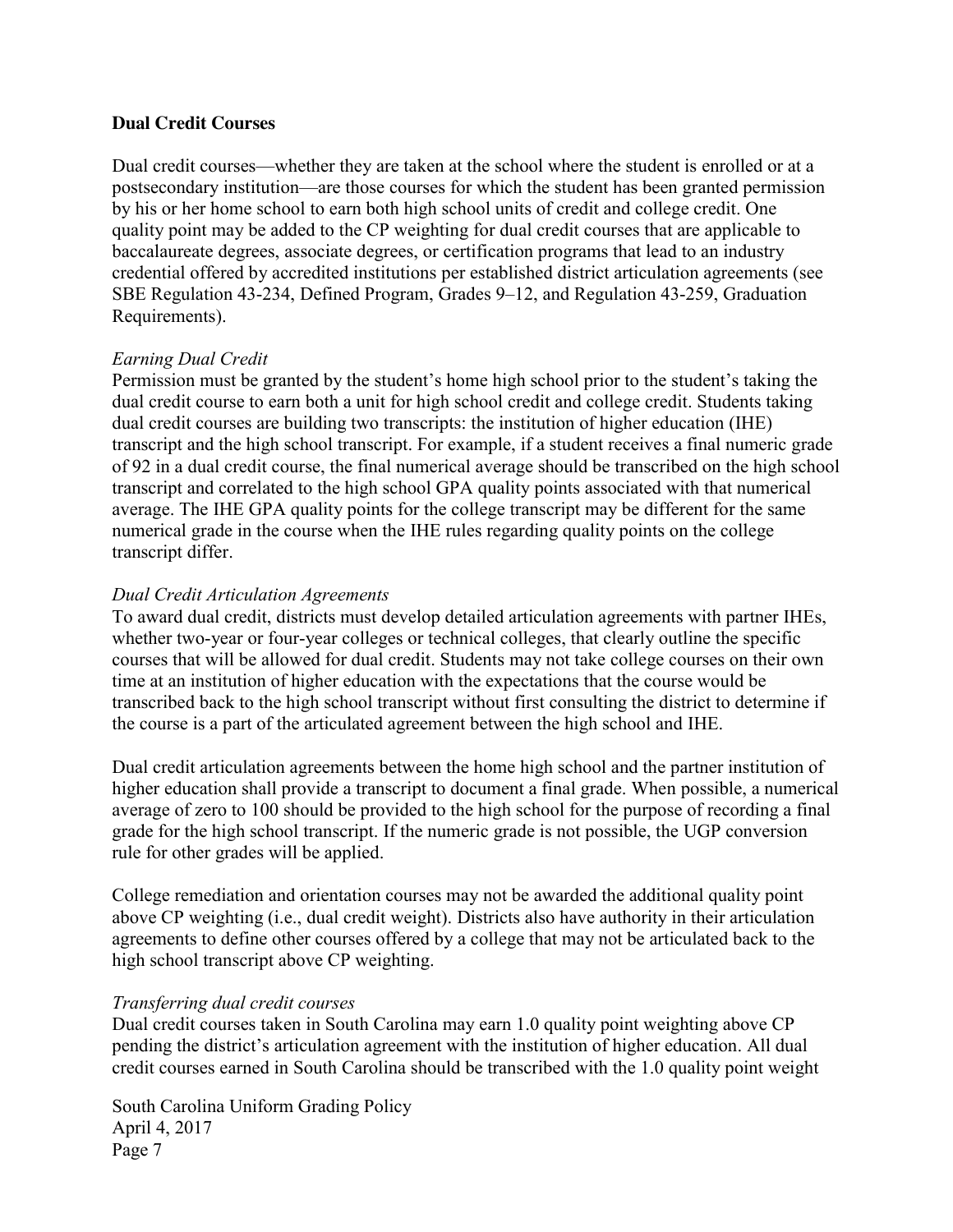### Dual Credit Courses

Dual credit courses—whether they are taken at the school where the student is enrolled or at a postsecondary institution—are those courses for which the student has been granted permission by his or her home school to earn both high school units of credit and college credit. One quality point may be added to the CP weighting for dual credit courses that are applicable to baccalaureate degrees, associate degrees, or certification programs that lead to an industry credential offered by accredited institutions per established district articulation agreements (see SBE Regulation 43-234, Defined Program, Grades 9–12, and Regulation 43-259, Graduation Requirements).

*Earning Dual Credit*

Permission must be granted by the student's home high school prior to the student's taking the dual credit course to earn both a unit for high school credit and college credit. Students taking dual credit courses are building two transcripts: the institution of higher education (IHE) transcript and the high school transcript. For example, if a student receives a final numeric grade of 92 in a dual credit course, the final numerical average should be transcribed on the high school transcript and correlated to the high school GPA quality points associated with that numerical average. The IHE GPA quality points for the college transcript may be different for the same numerical grade in the course when the IHE rules regarding quality points on the college transcript differ.

*Dual Credit Articulation Agreements*

To award dual credit, districts must develop detailed articulation agreements with partner IHEs, whether two-year or four-year colleges or technical colleges, that clearly outline the specific courses that will be allowed for dual credit. Students may not take college courses on their own time at an institution of higher education with the expectations that the course would be transcribed back to the high school transcript without first consulting the district to determine if the course is a part of the articulated agreement between the high school and IHE.

Dual credit articulation agreements between the home high school and the partner institution of higher education shall provide a transcript to document a final grade. When possible, a numerical average of zero to 100 should be provided to the high school for the purpose of recording a final grade for the high school transcript. If the numeric grade is not possible, the UGP conversion rule for other grades will be applied.

College remediation and orientation courses may not be awarded the additional quality point above CP weighting (i.e., dual credit weight). Districts also have authority in their articulation agreements to define other courses offered by a college that may not be articulated back to the high school transcript above CP weighting.

*Transferring dual credit courses*

Dual credit courses taken in South Carolina may earn 1.0 quality point weighting above CP pending the district's articulation agreement with the institution of higher education. All dual credit courses earned in South Carolina should be transcribed with the 1.0 quality point weight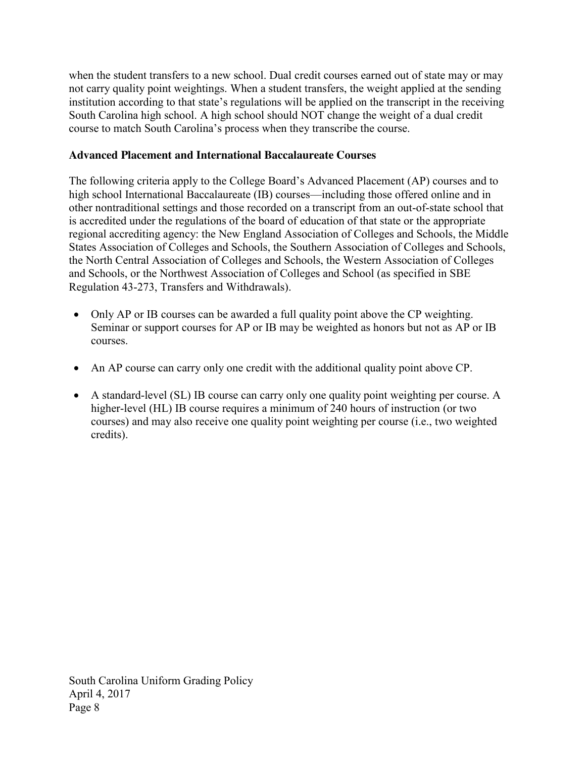when the student transfers to a new school. Dual credit courses earned out of state may or may not carry quality point weightings. When a student transfers, the weight applied at the sending institution according to that state's regulations will be applied on the transcript in the receiving South Carolina high school. A high school should NOT change the weight of a dual credit course to match South Carolina's process when they transcribe the course.

**Advanced Placement and International Baccalaureate Courses**

The following criteria apply to the College Board's Advanced Placement (AP) courses and to high school International Baccalaureate (IB) courses—including those offered online and in other nontraditional settings and those recorded on a transcript from an out-of-state school that is accredited under the regulations of the board of education of that state or the appropriate regional accrediting agency: the New England Association of Colleges and Schools, the Middle States Association of Colleges and Schools, the Southern Association of Colleges and Schools, the North Central Association of Colleges and Schools, the Western Association of Colleges and Schools, or the Northwest Association of Colleges and School (as specified in SBE Regulation 43-273, Transfers and Withdrawals).

- Only AP or IB courses can be awarded a full quality point above the CP weighting. Seminar or support courses for AP or IB may be weighted as honors but not as AP or IB courses.

- An AP course can carry only one credit with the additional quality point above CP.

- A standard-level (SL) IB course can carry only one quality point weighting per course. A higher-level (HL) IB course requires a minimum of 240 hours of instruction (or two courses) and may also receive one quality point weighting per course (i.e., two weighted credits).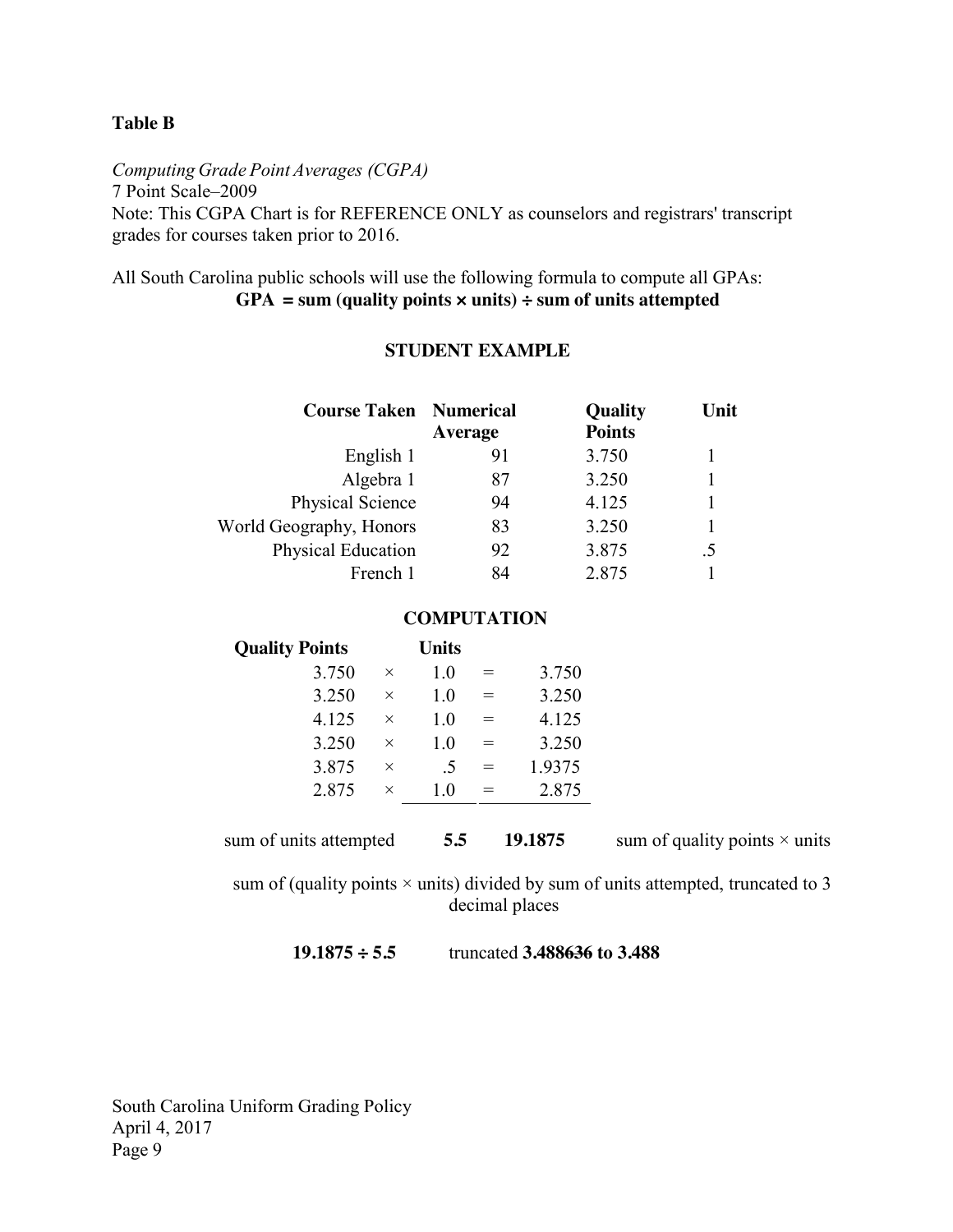**Table B**

*Computing Grade Point Averages (CGPA)*
7 Point Scale–2009
Note: This CGPA Chart is for REFERENCE ONLY as counselors and registrars' transcript grades for courses taken prior to 2016.

All South Carolina public schools will use the following formula to compute all GPAs:

**GPA = sum (quality points × units) ÷ sum of units attempted**

**STUDENT EXAMPLE**

| Course Taken | Numerical Average | Quality Points | Unit |
|---|---|---|---|
| English 1 | 91 | 3.750 | 1 |
| Algebra 1 | 87 | 3.250 | 1 |
| Physical Science | 94 | 4.125 | 1 |
| World Geography, Honors | 83 | 3.250 | 1 |
| Physical Education | 92 | 3.875 | .5 |
| French 1 | 84 | 2.875 | 1 |

**COMPUTATION**

| Quality Points | | Units | | |
|---|---|---|---|---|
| 3.750 | × | 1.0 | = | 3.750 |
| 3.250 | × | 1.0 | = | 3.250 |
| 4.125 | × | 1.0 | = | 4.125 |
| 3.250 | × | 1.0 | = | 3.250 |
| 3.875 | × | .5 | = | 1.9375 |
| 2.875 | × | 1.0 | = | 2.875 |
| sum of units attempted | | **5.5** | | **19.1875** sum of quality points × units |

sum of (quality points × units) divided by sum of units attempted, truncated to 3 decimal places

**19.1875 ÷ 5.5** truncated **3.488~~636~~ to 3.488**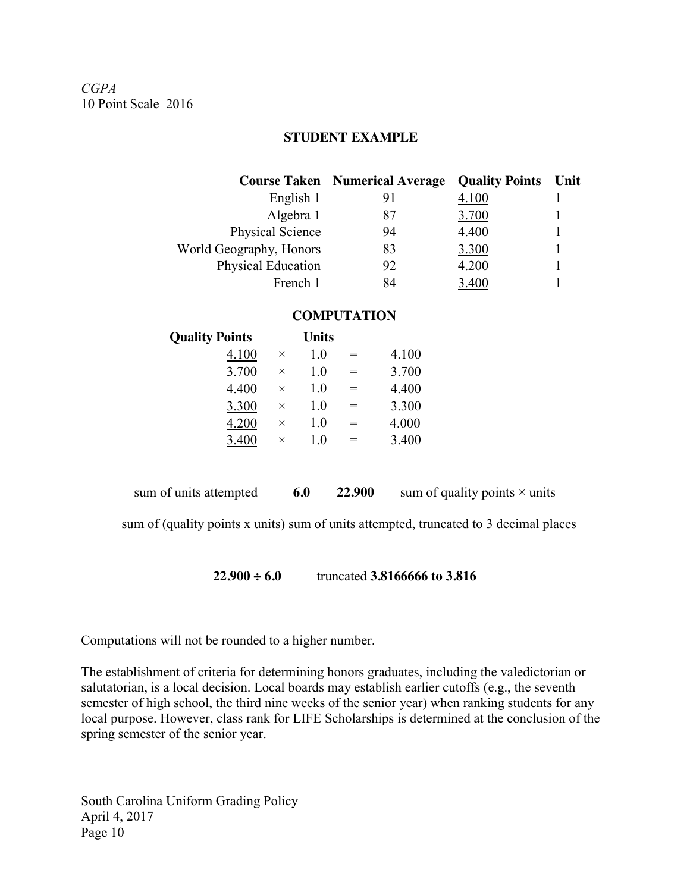*CGPA*
10 Point Scale–2016

**STUDENT EXAMPLE**

| Course Taken | Numerical Average | Quality Points | Unit |
|---|---|---|---|
| English 1 | 91 | 4.100 | 1 |
| Algebra 1 | 87 | 3.700 | 1 |
| Physical Science | 94 | 4.400 | 1 |
| World Geography, Honors | 83 | 3.300 | 1 |
| Physical Education | 92 | 4.200 | 1 |
| French 1 | 84 | 3.400 | 1 |

**COMPUTATION**

| Quality Points | | Units | | |
|---|---|---|---|---|
| 4.100 | × | 1.0 | = | 4.100 |
| 3.700 | × | 1.0 | = | 3.700 |
| 4.400 | × | 1.0 | = | 4.400 |
| 3.300 | × | 1.0 | = | 3.300 |
| 4.200 | × | 1.0 | = | 4.000 |
| 3.400 | × | 1.0 | = | 3.400 |

sum of units attempted **6.0** **22.900** sum of quality points × units

sum of (quality points x units) sum of units attempted, truncated to 3 decimal places

**22.900 ÷ 6.0** truncated **3.816~~6666~~ to 3.816**

Computations will not be rounded to a higher number.

The establishment of criteria for determining honors graduates, including the valedictorian or salutatorian, is a local decision. Local boards may establish earlier cutoffs (e.g., the seventh semester of high school, the third nine weeks of the senior year) when ranking students for any local purpose. However, class rank for LIFE Scholarships is determined at the conclusion of the spring semester of the senior year.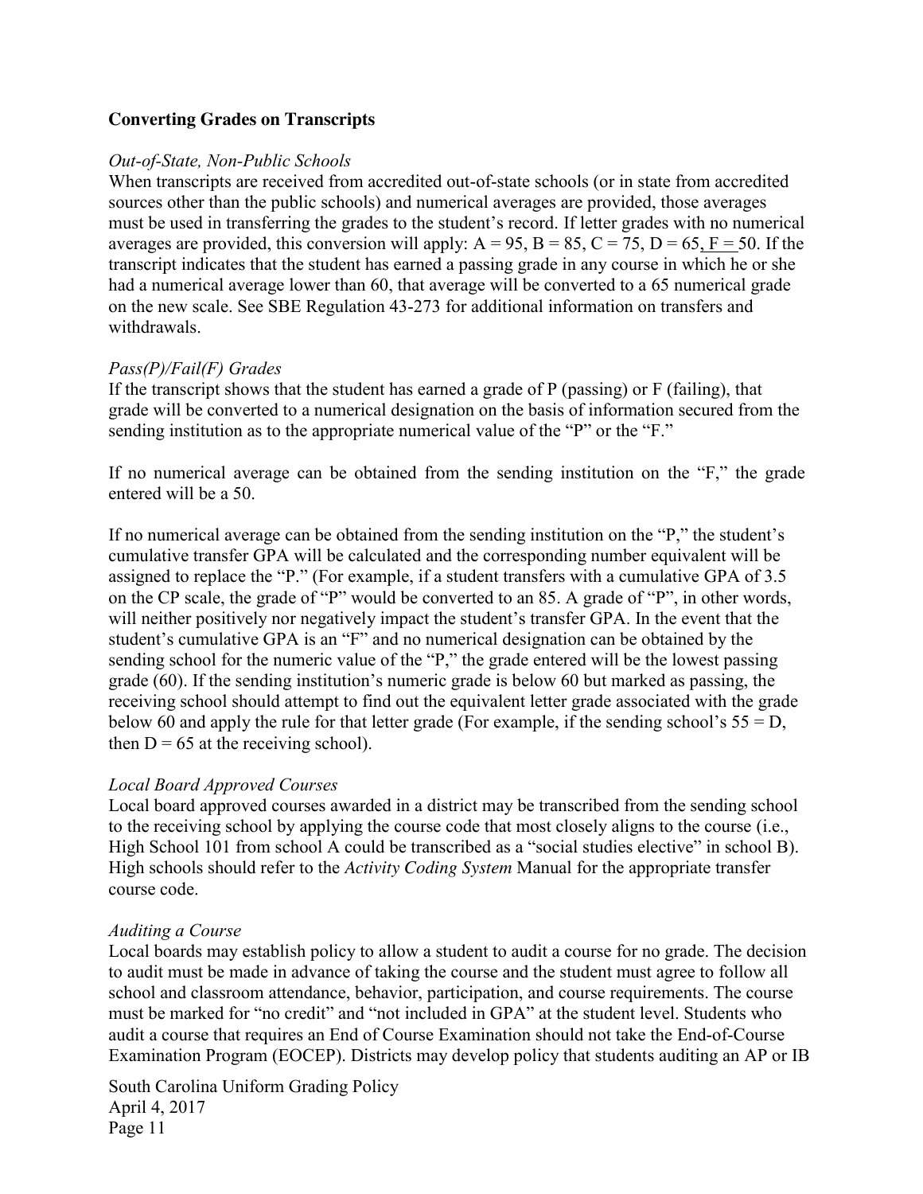**Converting Grades on Transcripts**

*Out-of-State, Non-Public Schools*

When transcripts are received from accredited out-of-state schools (or in state from accredited sources other than the public schools) and numerical averages are provided, those averages must be used in transferring the grades to the student's record. If letter grades with no numerical averages are provided, this conversion will apply: A = 95, B = 85, C = 75, D = 65, F = 50. If the transcript indicates that the student has earned a passing grade in any course in which he or she had a numerical average lower than 60, that average will be converted to a 65 numerical grade on the new scale. See SBE Regulation 43-273 for additional information on transfers and withdrawals.

*Pass(P)/Fail(F) Grades*

If the transcript shows that the student has earned a grade of P (passing) or F (failing), that grade will be converted to a numerical designation on the basis of information secured from the sending institution as to the appropriate numerical value of the "P" or the "F."

If no numerical average can be obtained from the sending institution on the "F," the grade entered will be a 50.

If no numerical average can be obtained from the sending institution on the "P," the student's cumulative transfer GPA will be calculated and the corresponding number equivalent will be assigned to replace the "P." (For example, if a student transfers with a cumulative GPA of 3.5 on the CP scale, the grade of "P" would be converted to an 85. A grade of "P", in other words, will neither positively nor negatively impact the student's transfer GPA. In the event that the student's cumulative GPA is an "F" and no numerical designation can be obtained by the sending school for the numeric value of the "P," the grade entered will be the lowest passing grade (60). If the sending institution's numeric grade is below 60 but marked as passing, the receiving school should attempt to find out the equivalent letter grade associated with the grade below 60 and apply the rule for that letter grade (For example, if the sending school's 55 = D, then D = 65 at the receiving school).

*Local Board Approved Courses*

Local board approved courses awarded in a district may be transcribed from the sending school to the receiving school by applying the course code that most closely aligns to the course (i.e., High School 101 from school A could be transcribed as a "social studies elective" in school B). High schools should refer to the *Activity Coding System* Manual for the appropriate transfer course code.

*Auditing a Course*

Local boards may establish policy to allow a student to audit a course for no grade. The decision to audit must be made in advance of taking the course and the student must agree to follow all school and classroom attendance, behavior, participation, and course requirements. The course must be marked for "no credit" and "not included in GPA" at the student level. Students who audit a course that requires an End of Course Examination should not take the End-of-Course Examination Program (EOCEP). Districts may develop policy that students auditing an AP or IB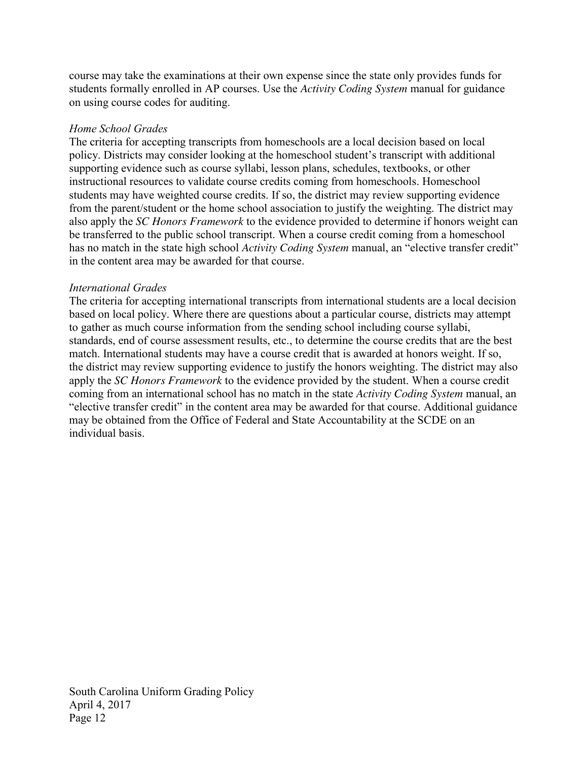course may take the examinations at their own expense since the state only provides funds for students formally enrolled in AP courses. Use the *Activity Coding System* manual for guidance on using course codes for auditing.

*Home School Grades*

The criteria for accepting transcripts from homeschools are a local decision based on local policy. Districts may consider looking at the homeschool student's transcript with additional supporting evidence such as course syllabi, lesson plans, schedules, textbooks, or other instructional resources to validate course credits coming from homeschools. Homeschool students may have weighted course credits. If so, the district may review supporting evidence from the parent/student or the home school association to justify the weighting. The district may also apply the *SC Honors Framework* to the evidence provided to determine if honors weight can be transferred to the public school transcript. When a course credit coming from a homeschool has no match in the state high school *Activity Coding System* manual, an "elective transfer credit" in the content area may be awarded for that course.

*International Grades*

The criteria for accepting international transcripts from international students are a local decision based on local policy. Where there are questions about a particular course, districts may attempt to gather as much course information from the sending school including course syllabi, standards, end of course assessment results, etc., to determine the course credits that are the best match. International students may have a course credit that is awarded at honors weight. If so, the district may review supporting evidence to justify the honors weighting. The district may also apply the *SC Honors Framework* to the evidence provided by the student. When a course credit coming from an international school has no match in the state *Activity Coding System* manual, an "elective transfer credit" in the content area may be awarded for that course. Additional guidance may be obtained from the Office of Federal and State Accountability at the SCDE on an individual basis.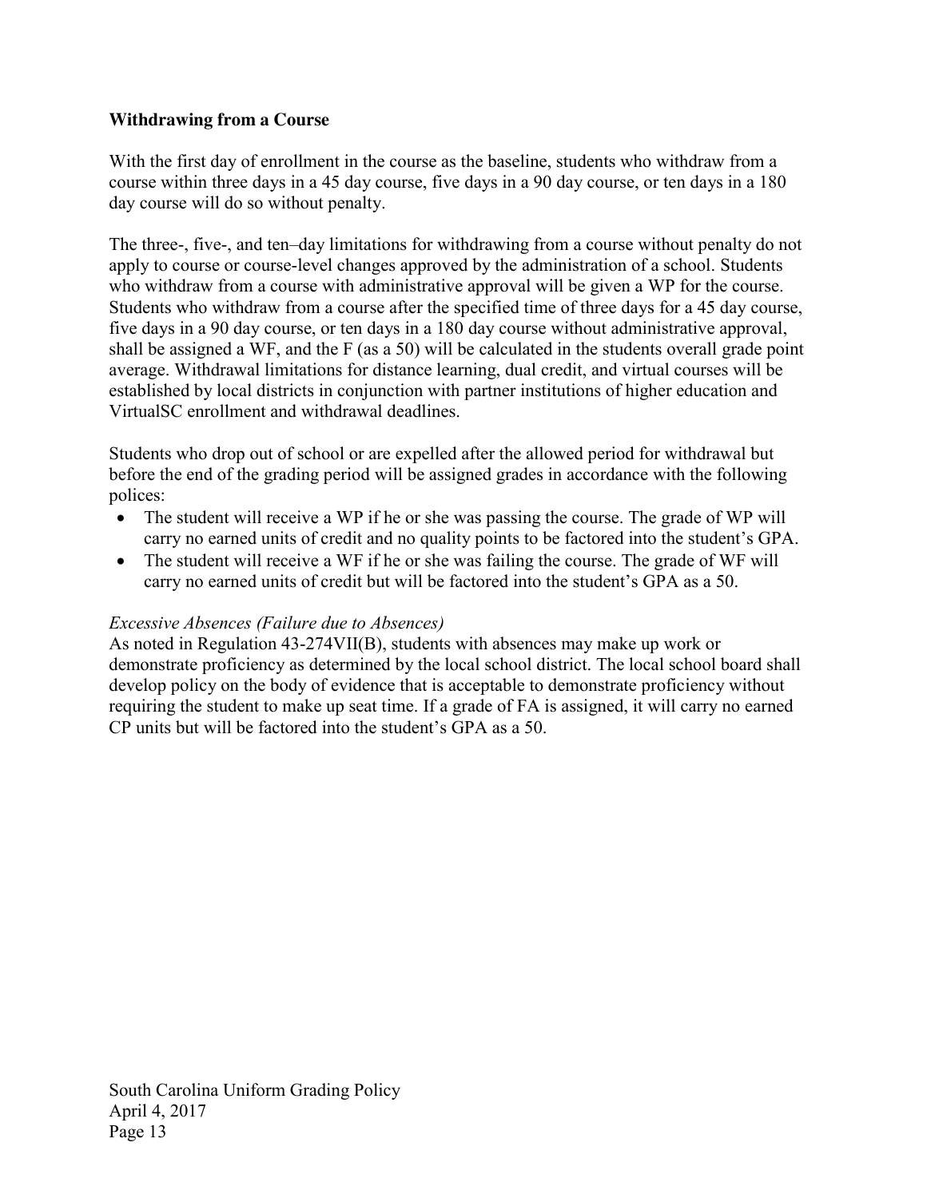### Withdrawing from a Course

With the first day of enrollment in the course as the baseline, students who withdraw from a course within three days in a 45 day course, five days in a 90 day course, or ten days in a 180 day course will do so without penalty.

The three-, five-, and ten–day limitations for withdrawing from a course without penalty do not apply to course or course-level changes approved by the administration of a school. Students who withdraw from a course with administrative approval will be given a WP for the course. Students who withdraw from a course after the specified time of three days for a 45 day course, five days in a 90 day course, or ten days in a 180 day course without administrative approval, shall be assigned a WF, and the F (as a 50) will be calculated in the students overall grade point average. Withdrawal limitations for distance learning, dual credit, and virtual courses will be established by local districts in conjunction with partner institutions of higher education and VirtualSC enrollment and withdrawal deadlines.

Students who drop out of school or are expelled after the allowed period for withdrawal but before the end of the grading period will be assigned grades in accordance with the following polices:

- The student will receive a WP if he or she was passing the course. The grade of WP will carry no earned units of credit and no quality points to be factored into the student's GPA.
- The student will receive a WF if he or she was failing the course. The grade of WF will carry no earned units of credit but will be factored into the student's GPA as a 50.

*Excessive Absences (Failure due to Absences)*

As noted in Regulation 43-274VII(B), students with absences may make up work or demonstrate proficiency as determined by the local school district. The local school board shall develop policy on the body of evidence that is acceptable to demonstrate proficiency without requiring the student to make up seat time. If a grade of FA is assigned, it will carry no earned CP units but will be factored into the student's GPA as a 50.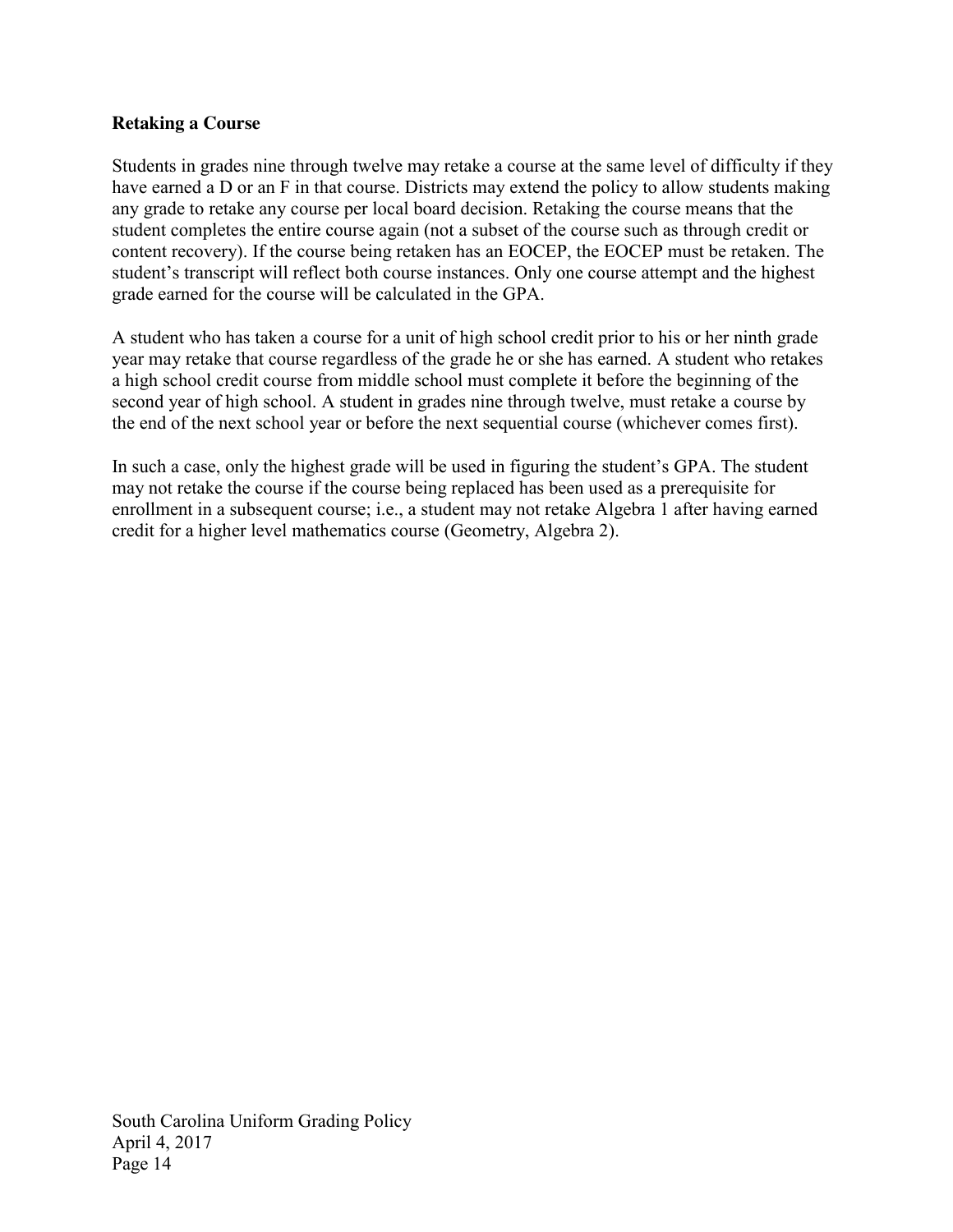**Retaking a Course**

Students in grades nine through twelve may retake a course at the same level of difficulty if they have earned a D or an F in that course. Districts may extend the policy to allow students making any grade to retake any course per local board decision. Retaking the course means that the student completes the entire course again (not a subset of the course such as through credit or content recovery). If the course being retaken has an EOCEP, the EOCEP must be retaken. The student's transcript will reflect both course instances. Only one course attempt and the highest grade earned for the course will be calculated in the GPA.

A student who has taken a course for a unit of high school credit prior to his or her ninth grade year may retake that course regardless of the grade he or she has earned. A student who retakes a high school credit course from middle school must complete it before the beginning of the second year of high school. A student in grades nine through twelve, must retake a course by the end of the next school year or before the next sequential course (whichever comes first).

In such a case, only the highest grade will be used in figuring the student's GPA. The student may not retake the course if the course being replaced has been used as a prerequisite for enrollment in a subsequent course; i.e., a student may not retake Algebra 1 after having earned credit for a higher level mathematics course (Geometry, Algebra 2).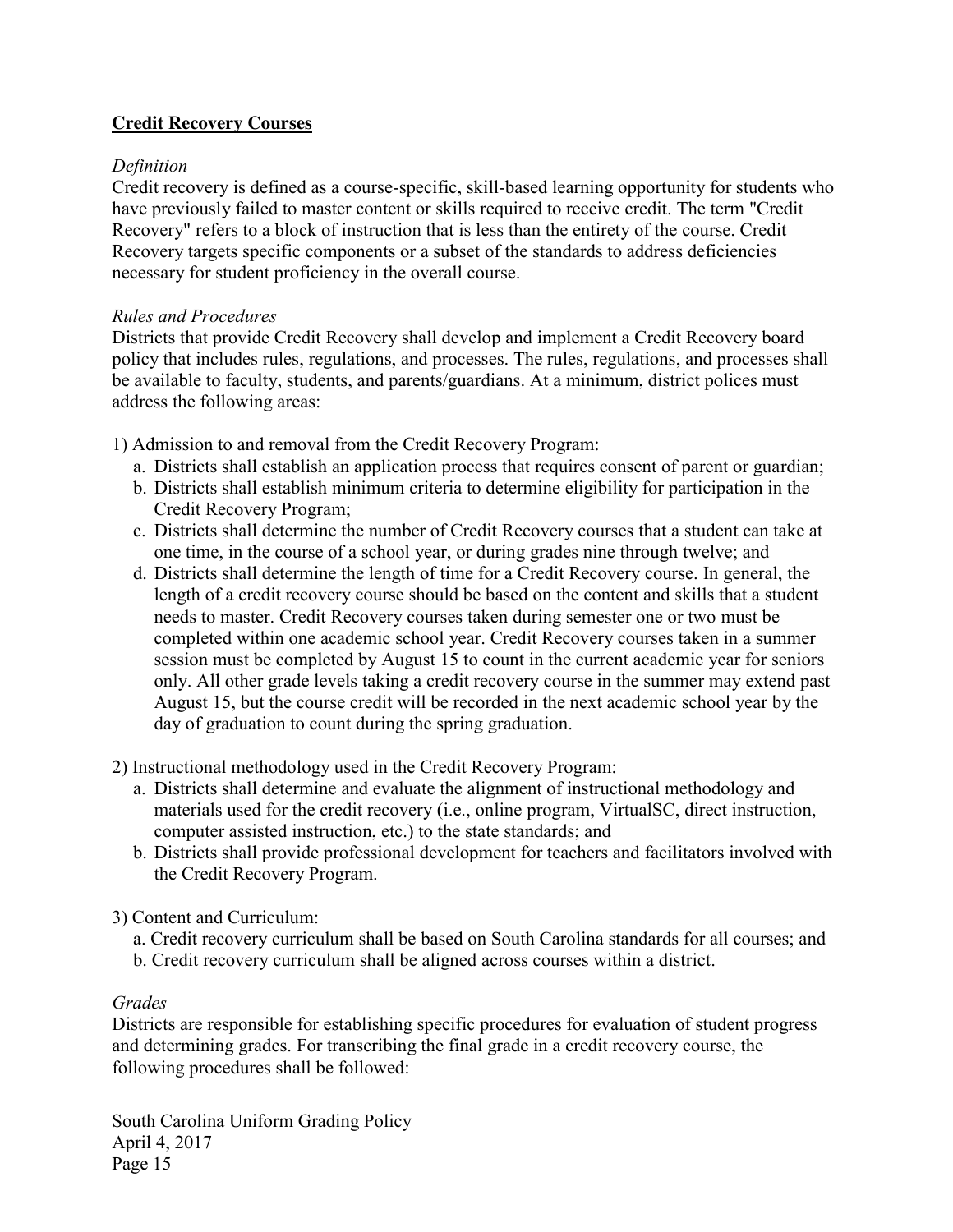**Credit Recovery Courses**

*Definition*

Credit recovery is defined as a course-specific, skill-based learning opportunity for students who have previously failed to master content or skills required to receive credit. The term "Credit Recovery" refers to a block of instruction that is less than the entirety of the course. Credit Recovery targets specific components or a subset of the standards to address deficiencies necessary for student proficiency in the overall course.

*Rules and Procedures*

Districts that provide Credit Recovery shall develop and implement a Credit Recovery board policy that includes rules, regulations, and processes. The rules, regulations, and processes shall be available to faculty, students, and parents/guardians. At a minimum, district polices must address the following areas:

1) Admission to and removal from the Credit Recovery Program:
   a. Districts shall establish an application process that requires consent of parent or guardian;
   b. Districts shall establish minimum criteria to determine eligibility for participation in the Credit Recovery Program;
   c. Districts shall determine the number of Credit Recovery courses that a student can take at one time, in the course of a school year, or during grades nine through twelve; and
   d. Districts shall determine the length of time for a Credit Recovery course. In general, the length of a credit recovery course should be based on the content and skills that a student needs to master. Credit Recovery courses taken during semester one or two must be completed within one academic school year. Credit Recovery courses taken in a summer session must be completed by August 15 to count in the current academic year for seniors only. All other grade levels taking a credit recovery course in the summer may extend past August 15, but the course credit will be recorded in the next academic school year by the day of graduation to count during the spring graduation.

2) Instructional methodology used in the Credit Recovery Program:
   a. Districts shall determine and evaluate the alignment of instructional methodology and materials used for the credit recovery (i.e., online program, VirtualSC, direct instruction, computer assisted instruction, etc.) to the state standards; and
   b. Districts shall provide professional development for teachers and facilitators involved with the Credit Recovery Program.

3) Content and Curriculum:
   a. Credit recovery curriculum shall be based on South Carolina standards for all courses; and
   b. Credit recovery curriculum shall be aligned across courses within a district.

*Grades*

Districts are responsible for establishing specific procedures for evaluation of student progress and determining grades. For transcribing the final grade in a credit recovery course, the following procedures shall be followed: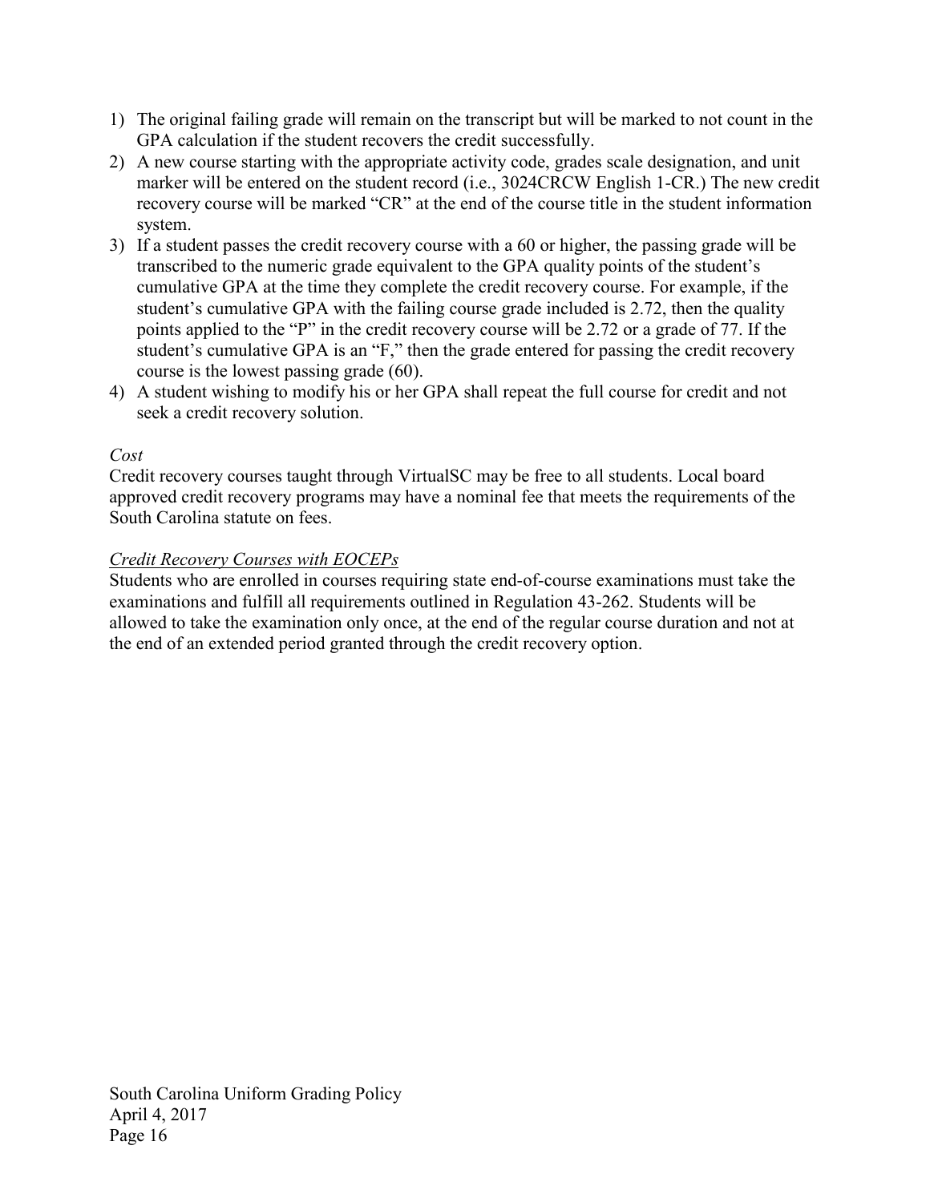1) The original failing grade will remain on the transcript but will be marked to not count in the GPA calculation if the student recovers the credit successfully.
2) A new course starting with the appropriate activity code, grades scale designation, and unit marker will be entered on the student record (i.e., 3024CRCW English 1-CR.) The new credit recovery course will be marked "CR" at the end of the course title in the student information system.
3) If a student passes the credit recovery course with a 60 or higher, the passing grade will be transcribed to the numeric grade equivalent to the GPA quality points of the student's cumulative GPA at the time they complete the credit recovery course. For example, if the student's cumulative GPA with the failing course grade included is 2.72, then the quality points applied to the "P" in the credit recovery course will be 2.72 or a grade of 77. If the student's cumulative GPA is an "F," then the grade entered for passing the credit recovery course is the lowest passing grade (60).
4) A student wishing to modify his or her GPA shall repeat the full course for credit and not seek a credit recovery solution.

*Cost*

Credit recovery courses taught through VirtualSC may be free to all students. Local board approved credit recovery programs may have a nominal fee that meets the requirements of the South Carolina statute on fees.

*Credit Recovery Courses with EOCEPs*

Students who are enrolled in courses requiring state end-of-course examinations must take the examinations and fulfill all requirements outlined in Regulation 43-262. Students will be allowed to take the examination only once, at the end of the regular course duration and not at the end of an extended period granted through the credit recovery option.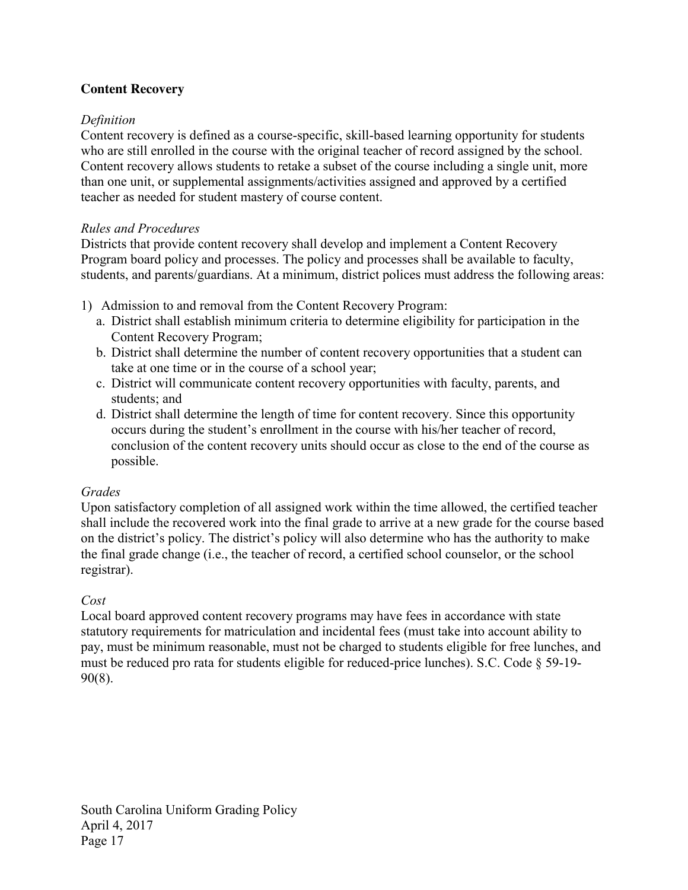**Content Recovery**

*Definition*

Content recovery is defined as a course-specific, skill-based learning opportunity for students who are still enrolled in the course with the original teacher of record assigned by the school. Content recovery allows students to retake a subset of the course including a single unit, more than one unit, or supplemental assignments/activities assigned and approved by a certified teacher as needed for student mastery of course content.

*Rules and Procedures*

Districts that provide content recovery shall develop and implement a Content Recovery Program board policy and processes. The policy and processes shall be available to faculty, students, and parents/guardians. At a minimum, district polices must address the following areas:

1) Admission to and removal from the Content Recovery Program:
   a. District shall establish minimum criteria to determine eligibility for participation in the Content Recovery Program;
   b. District shall determine the number of content recovery opportunities that a student can take at one time or in the course of a school year;
   c. District will communicate content recovery opportunities with faculty, parents, and students; and
   d. District shall determine the length of time for content recovery. Since this opportunity occurs during the student's enrollment in the course with his/her teacher of record, conclusion of the content recovery units should occur as close to the end of the course as possible.

*Grades*

Upon satisfactory completion of all assigned work within the time allowed, the certified teacher shall include the recovered work into the final grade to arrive at a new grade for the course based on the district's policy. The district's policy will also determine who has the authority to make the final grade change (i.e., the teacher of record, a certified school counselor, or the school registrar).

*Cost*

Local board approved content recovery programs may have fees in accordance with state statutory requirements for matriculation and incidental fees (must take into account ability to pay, must be minimum reasonable, must not be charged to students eligible for free lunches, and must be reduced pro rata for students eligible for reduced-price lunches). S.C. Code § 59-19-90(8).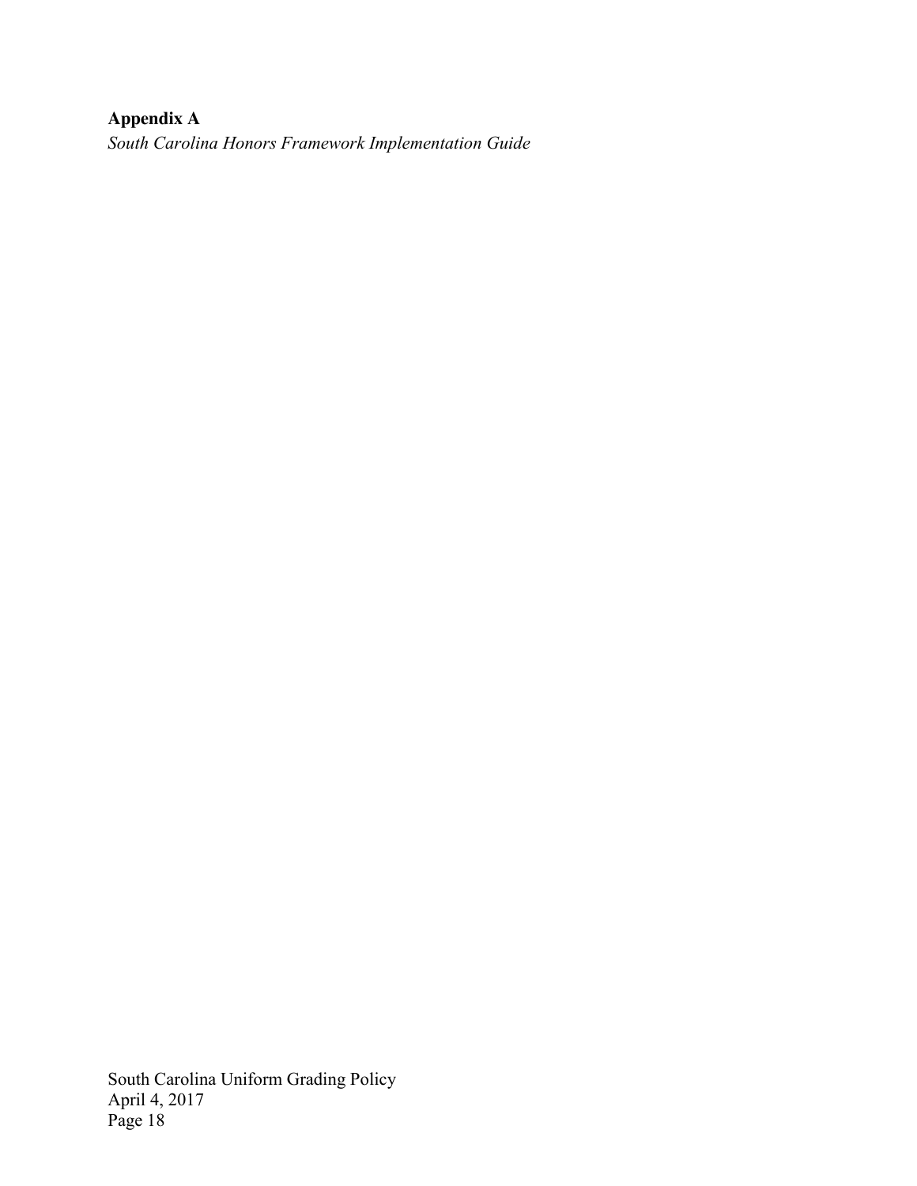**Appendix A**

*South Carolina Honors Framework Implementation Guide*